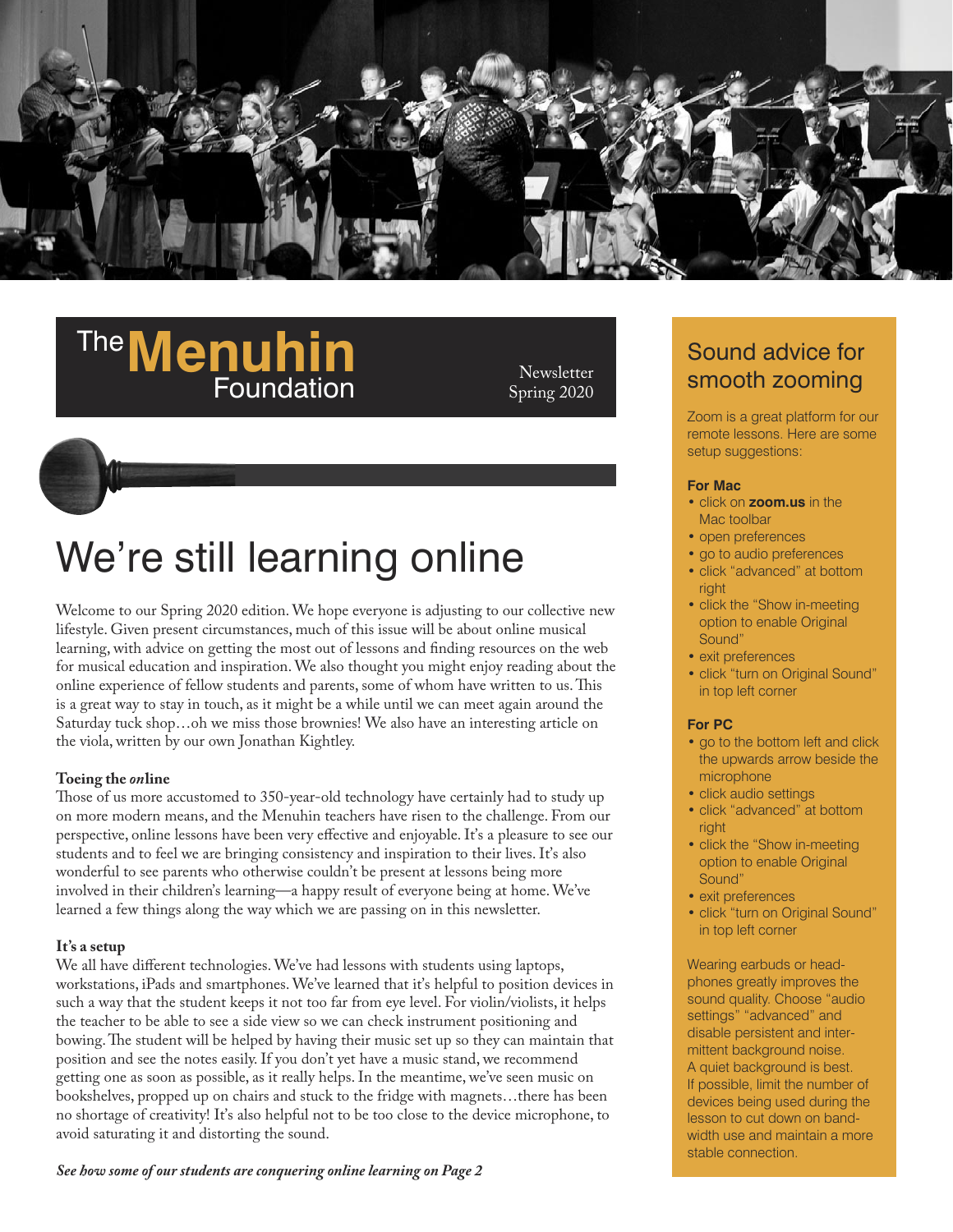# The Menuhin Foundation

Newsletter
Spring 2020

# We're still learning online

Welcome to our Spring 2020 edition. We hope everyone is adjusting to our collective new lifestyle. Given present circumstances, much of this issue will be about online musical learning, with advice on getting the most out of lessons and finding resources on the web for musical education and inspiration. We also thought you might enjoy reading about the online experience of fellow students and parents, some of whom have written to us. This is a great way to stay in touch, as it might be a while until we can meet again around the Saturday tuck shop…oh we miss those brownies! We also have an interesting article on the viola, written by our own Jonathan Kightley.

### Toeing the *on*line

Those of us more accustomed to 350-year-old technology have certainly had to study up on more modern means, and the Menuhin teachers have risen to the challenge. From our perspective, online lessons have been very effective and enjoyable. It's a pleasure to see our students and to feel we are bringing consistency and inspiration to their lives. It's also wonderful to see parents who otherwise couldn't be present at lessons being more involved in their children's learning—a happy result of everyone being at home. We've learned a few things along the way which we are passing on in this newsletter.

### It's a setup

We all have different technologies. We've had lessons with students using laptops, workstations, iPads and smartphones. We've learned that it's helpful to position devices in such a way that the student keeps it not too far from eye level. For violin/violists, it helps the teacher to be able to see a side view so we can check instrument positioning and bowing. The student will be helped by having their music set up so they can maintain that position and see the notes easily. If you don't yet have a music stand, we recommend getting one as soon as possible, as it really helps. In the meantime, we've seen music on bookshelves, propped up on chairs and stuck to the fridge with magnets…there has been no shortage of creativity! It's also helpful not to be too close to the device microphone, to avoid saturating it and distorting the sound.

***See how some of our students are conquering online learning on Page 2***

## Sound advice for smooth zooming

Zoom is a great platform for our remote lessons. Here are some setup suggestions:

**For Mac**

- click on **zoom.us** in the Mac toolbar
- open preferences
- go to audio preferences
- click "advanced" at bottom right
- click the "Show in-meeting option to enable Original Sound"
- exit preferences
- click "turn on Original Sound" in top left corner

**For PC**

- go to the bottom left and click the upwards arrow beside the microphone
- click audio settings
- click "advanced" at bottom right
- click the "Show in-meeting option to enable Original Sound"
- exit preferences
- click "turn on Original Sound" in top left corner

Wearing earbuds or headphones greatly improves the sound quality. Choose "audio settings" "advanced" and disable persistent and intermittent background noise. A quiet background is best. If possible, limit the number of devices being used during the lesson to cut down on bandwidth use and maintain a more stable connection.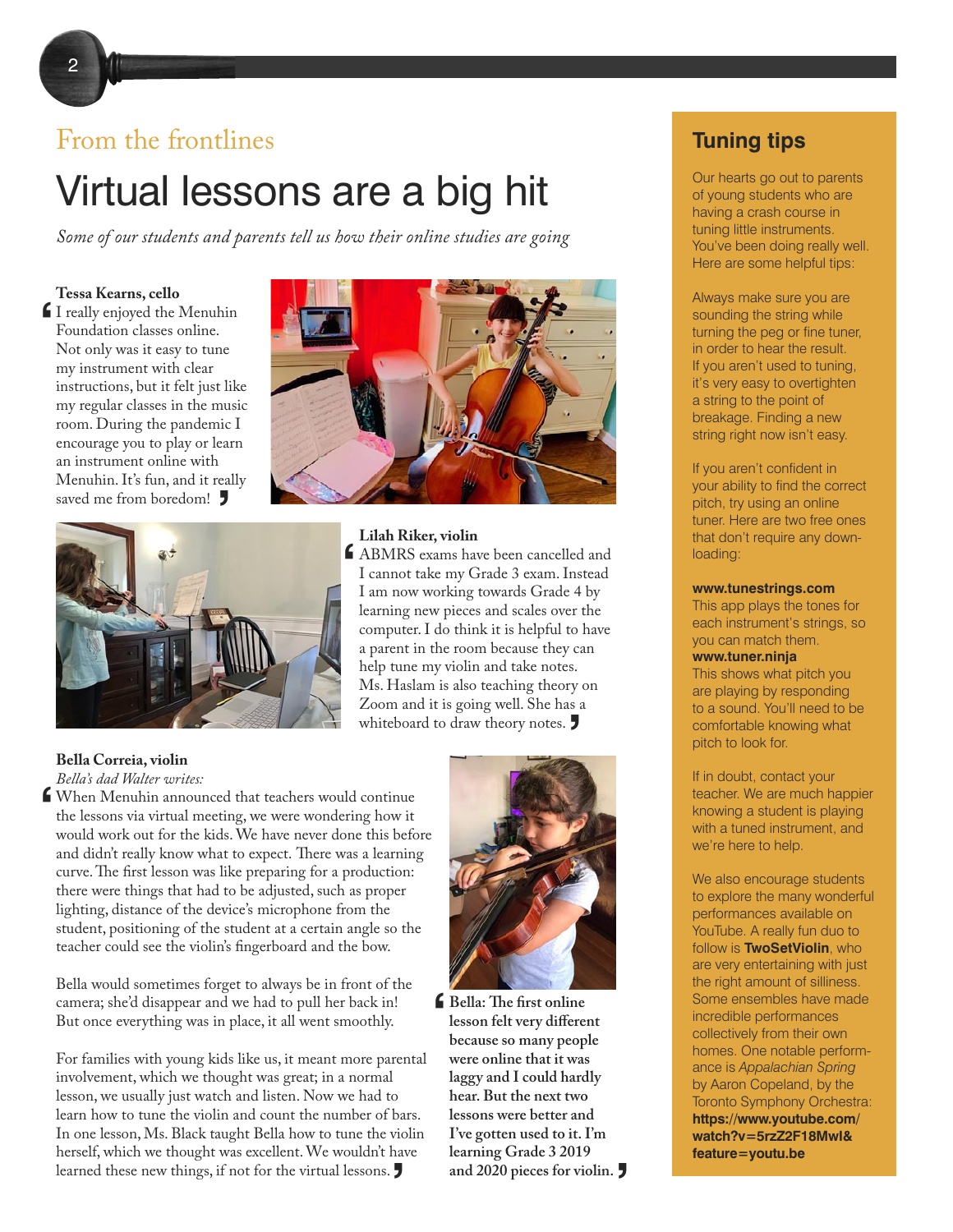From the frontlines

# Virtual lessons are a big hit

*Some of our students and parents tell us how their online studies are going*

**Tessa Kearns, cello**

"I really enjoyed the Menuhin Foundation classes online. Not only was it easy to tune my instrument with clear instructions, but it felt just like my regular classes in the music room. During the pandemic I encourage you to play or learn an instrument online with Menuhin. It's fun, and it really saved me from boredom!"

**Lilah Riker, violin**

"ABMRS exams have been cancelled and I cannot take my Grade 3 exam. Instead I am now working towards Grade 4 by learning new pieces and scales over the computer. I do think it is helpful to have a parent in the room because they can help tune my violin and take notes. Ms. Haslam is also teaching theory on Zoom and it is going well. She has a whiteboard to draw theory notes."

**Bella Correia, violin**

*Bella's dad Walter writes:*

"When Menuhin announced that teachers would continue the lessons via virtual meeting, we were wondering how it would work out for the kids. We have never done this before and didn't really know what to expect. There was a learning curve. The first lesson was like preparing for a production: there were things that had to be adjusted, such as proper lighting, distance of the device's microphone from the student, positioning of the student at a certain angle so the teacher could see the violin's fingerboard and the bow.

Bella would sometimes forget to always be in front of the camera; she'd disappear and we had to pull her back in! But once everything was in place, it all went smoothly.

For families with young kids like us, it meant more parental involvement, which we thought was great; in a normal lesson, we usually just watch and listen. Now we had to learn how to tune the violin and count the number of bars. In one lesson, Ms. Black taught Bella how to tune the violin herself, which we thought was excellent. We wouldn't have learned these new things, if not for the virtual lessons."

**"Bella: The first online lesson felt very different because so many people were online that it was laggy and I could hardly hear. But the next two lessons were better and I've gotten used to it. I'm learning Grade 3 2019 and 2020 pieces for violin."**

## Tuning tips

Our hearts go out to parents of young students who are having a crash course in tuning little instruments. You've been doing really well. Here are some helpful tips:

Always make sure you are sounding the string while turning the peg or fine tuner, in order to hear the result. If you aren't used to tuning, it's very easy to overtighten a string to the point of breakage. Finding a new string right now isn't easy.

If you aren't confident in your ability to find the correct pitch, try using an online tuner. Here are two free ones that don't require any downloading:

**www.tunestrings.com**
This app plays the tones for each instrument's strings, so you can match them.

**www.tuner.ninja**
This shows what pitch you are playing by responding to a sound. You'll need to be comfortable knowing what pitch to look for.

If in doubt, contact your teacher. We are much happier knowing a student is playing with a tuned instrument, and we're here to help.

We also encourage students to explore the many wonderful performances available on YouTube. A really fun duo to follow is **TwoSetViolin**, who are very entertaining with just the right amount of silliness. Some ensembles have made incredible performances collectively from their own homes. One notable performance is *Appalachian Spring* by Aaron Copeland, by the Toronto Symphony Orchestra: **https://www.youtube.com/watch?v=5rzZ2F18MwI&feature=youtu.be**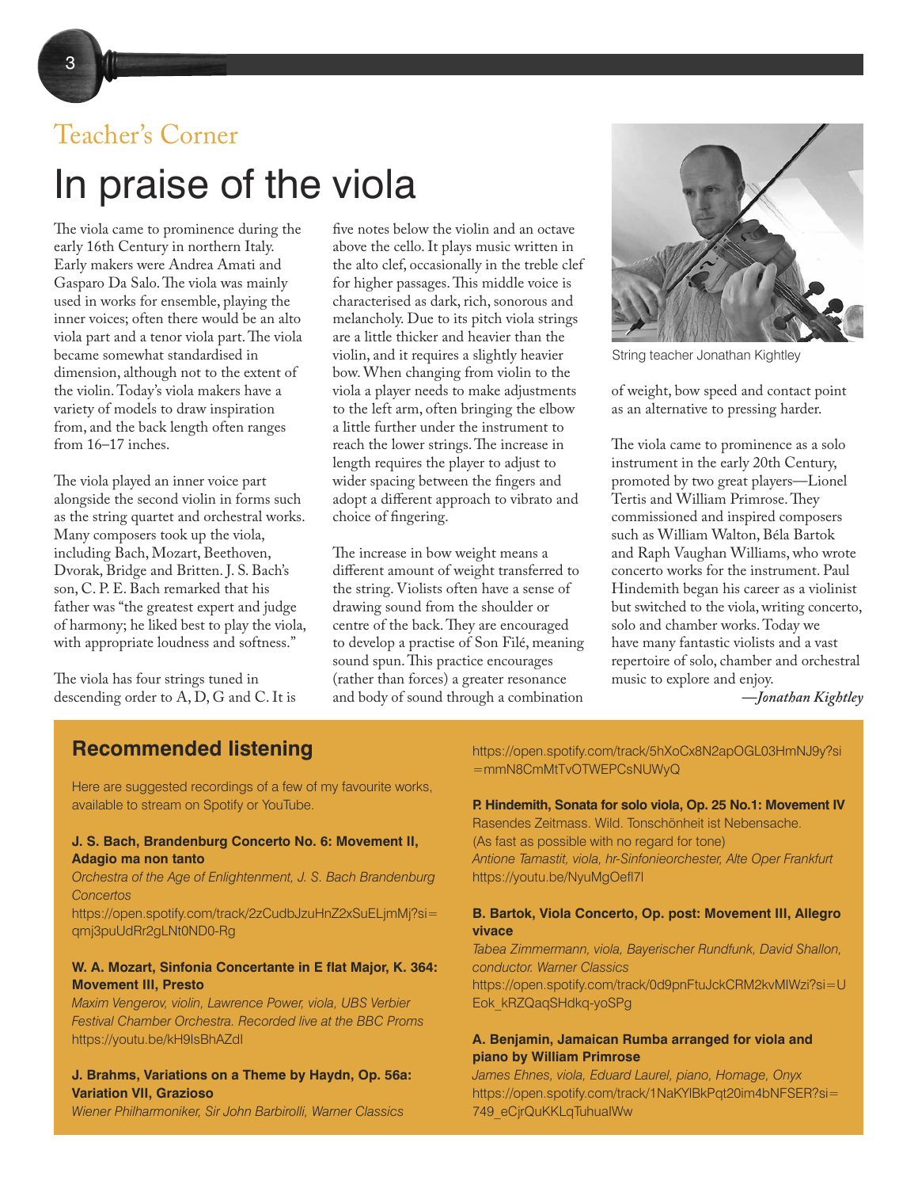Teacher's Corner

# In praise of the viola

The viola came to prominence during the early 16th Century in northern Italy. Early makers were Andrea Amati and Gasparo Da Salo. The viola was mainly used in works for ensemble, playing the inner voices; often there would be an alto viola part and a tenor viola part. The viola became somewhat standardised in dimension, although not to the extent of the violin. Today's viola makers have a variety of models to draw inspiration from, and the back length often ranges from 16–17 inches.

The viola played an inner voice part alongside the second violin in forms such as the string quartet and orchestral works. Many composers took up the viola, including Bach, Mozart, Beethoven, Dvorak, Bridge and Britten. J. S. Bach's son, C. P. E. Bach remarked that his father was "the greatest expert and judge of harmony; he liked best to play the viola, with appropriate loudness and softness."

The viola has four strings tuned in descending order to A, D, G and C. It is five notes below the violin and an octave above the cello. It plays music written in the alto clef, occasionally in the treble clef for higher passages. This middle voice is characterised as dark, rich, sonorous and melancholy. Due to its pitch viola strings are a little thicker and heavier than the violin, and it requires a slightly heavier bow. When changing from violin to the viola a player needs to make adjustments to the left arm, often bringing the elbow a little further under the instrument to reach the lower strings. The increase in length requires the player to adjust to wider spacing between the fingers and adopt a different approach to vibrato and choice of fingering.

The increase in bow weight means a different amount of weight transferred to the string. Violists often have a sense of drawing sound from the shoulder or centre of the back. They are encouraged to develop a practise of Son Filé, meaning sound spun. This practice encourages (rather than forces) a greater resonance and body of sound through a combination of weight, bow speed and contact point as an alternative to pressing harder.

String teacher Jonathan Kightley

The viola came to prominence as a solo instrument in the early 20th Century, promoted by two great players—Lionel Tertis and William Primrose. They commissioned and inspired composers such as William Walton, Béla Bartok and Raph Vaughan Williams, who wrote concerto works for the instrument. Paul Hindemith began his career as a violinist but switched to the viola, writing concerto, solo and chamber works. Today we have many fantastic violists and a vast repertoire of solo, chamber and orchestral music to explore and enjoy.

*—Jonathan Kightley*

## Recommended listening

Here are suggested recordings of a few of my favourite works, available to stream on Spotify or YouTube.

**J. S. Bach, Brandenburg Concerto No. 6: Movement II, Adagio ma non tanto**
*Orchestra of the Age of Enlightenment, J. S. Bach Brandenburg Concertos*
https://open.spotify.com/track/2zCudbJzuHnZ2xSuELjmMj?si=qmj3puUdRr2gLNt0ND0-Rg

**W. A. Mozart, Sinfonia Concertante in E flat Major, K. 364: Movement III, Presto**
*Maxim Vengerov, violin, Lawrence Power, viola, UBS Verbier Festival Chamber Orchestra. Recorded live at the BBC Proms*
https://youtu.be/kH9IsBhAZdI

**J. Brahms, Variations on a Theme by Haydn, Op. 56a: Variation VII, Grazioso**
*Wiener Philharmoniker, Sir John Barbirolli, Warner Classics*
https://open.spotify.com/track/5hXoCx8N2apOGL03HmNJ9y?si=mmN8CmMtTvOTWEPCsNUWyQ

**P. Hindemith, Sonata for solo viola, Op. 25 No.1: Movement IV**
Rasendes Zeitmass. Wild. Tonschönheit ist Nebensache. (As fast as possible with no regard for tone)
*Antione Tamastit, viola, hr-Sinfonieorchester, Alte Oper Frankfurt*
https://youtu.be/NyuMgOefl7I

**B. Bartok, Viola Concerto, Op. post: Movement III, Allegro vivace**
*Tabea Zimmermann, viola, Bayerischer Rundfunk, David Shallon, conductor. Warner Classics*
https://open.spotify.com/track/0d9pnFtuJckCRM2kvMIWzi?si=UEok_kRZQaqSHdkq-yoSPg

**A. Benjamin, Jamaican Rumba arranged for viola and piano by William Primrose**
*James Ehnes, viola, Eduard Laurel, piano, Homage, Onyx*
https://open.spotify.com/track/1NaKYlBkPqt20im4bNFSER?si=749_eCjrQuKKLqTuhualWw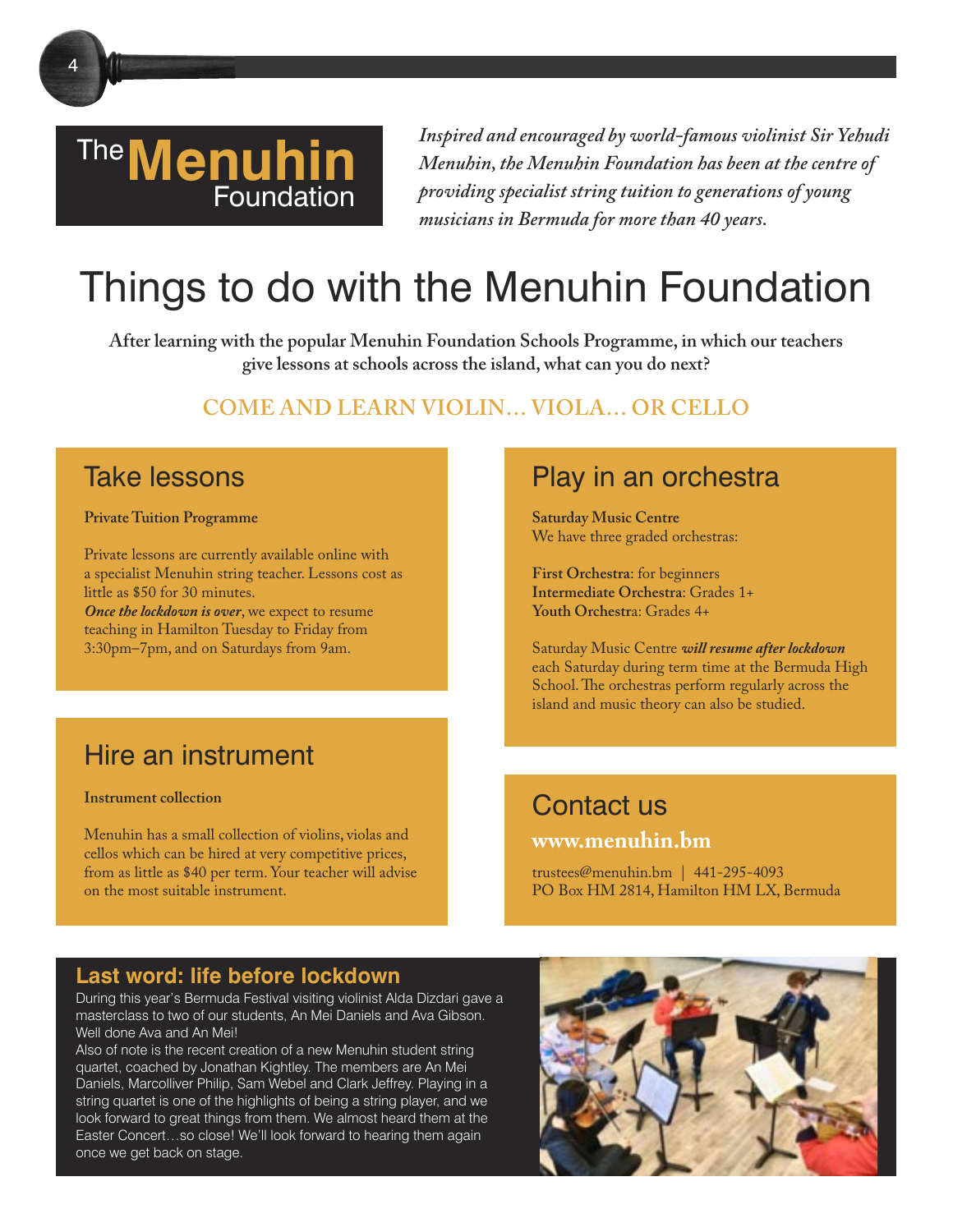The **Menuhin** Foundation

*Inspired and encouraged by world-famous violinist Sir Yehudi Menuhin, the Menuhin Foundation has been at the centre of providing specialist string tuition to generations of young musicians in Bermuda for more than 40 years.*

# Things to do with the Menuhin Foundation

**After learning with the popular Menuhin Foundation Schools Programme, in which our teachers give lessons at schools across the island, what can you do next?**

**COME AND LEARN VIOLIN… VIOLA… OR CELLO**

## Take lessons

**Private Tuition Programme**

Private lessons are currently available online with a specialist Menuhin string teacher. Lessons cost as little as $50 for 30 minutes.
***Once the lockdown is over***, we expect to resume teaching in Hamilton Tuesday to Friday from 3:30pm–7pm, and on Saturdays from 9am.

## Hire an instrument

**Instrument collection**

Menuhin has a small collection of violins, violas and cellos which can be hired at very competitive prices, from as little as $40 per term. Your teacher will advise on the most suitable instrument.

## Play in an orchestra

**Saturday Music Centre**
We have three graded orchestras:

**First Orchestra**: for beginners
**Intermediate Orchestra**: Grades 1+
**Youth Orchestra**: Grades 4+

Saturday Music Centre ***will resume after lockdown*** each Saturday during term time at the Bermuda High School. The orchestras perform regularly across the island and music theory can also be studied.

## Contact us

**www.menuhin.bm**

trustees@menuhin.bm | 441-295-4093
PO Box HM 2814, Hamilton HM LX, Bermuda

## Last word: life before lockdown

During this year's Bermuda Festival visiting violinist Alda Dizdari gave a masterclass to two of our students, An Mei Daniels and Ava Gibson. Well done Ava and An Mei!
Also of note is the recent creation of a new Menuhin student string quartet, coached by Jonathan Kightley. The members are An Mei Daniels, Marcolliver Philip, Sam Webel and Clark Jeffrey. Playing in a string quartet is one of the highlights of being a string player, and we look forward to great things from them. We almost heard them at the Easter Concert…so close! We'll look forward to hearing them again once we get back on stage.